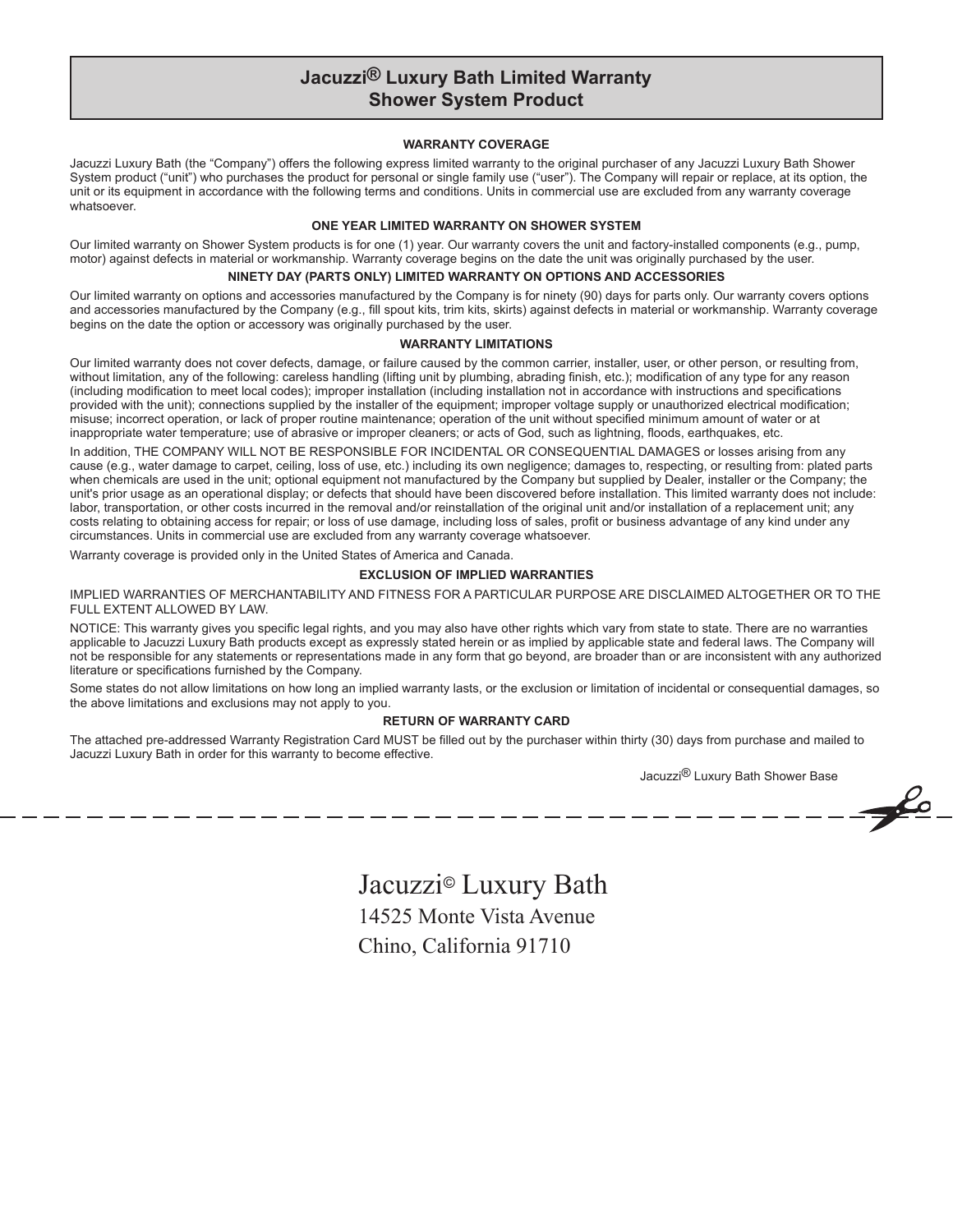# Jacuzzi® Luxury Bath Limited Warranty
# Shower System Product

### WARRANTY COVERAGE

Jacuzzi Luxury Bath (the "Company") offers the following express limited warranty to the original purchaser of any Jacuzzi Luxury Bath Shower System product ("unit") who purchases the product for personal or single family use ("user"). The Company will repair or replace, at its option, the unit or its equipment in accordance with the following terms and conditions. Units in commercial use are excluded from any warranty coverage whatsoever.

### ONE YEAR LIMITED WARRANTY ON SHOWER SYSTEM

Our limited warranty on Shower System products is for one (1) year. Our warranty covers the unit and factory-installed components (e.g., pump, motor) against defects in material or workmanship. Warranty coverage begins on the date the unit was originally purchased by the user.

### NINETY DAY (PARTS ONLY) LIMITED WARRANTY ON OPTIONS AND ACCESSORIES

Our limited warranty on options and accessories manufactured by the Company is for ninety (90) days for parts only. Our warranty covers options and accessories manufactured by the Company (e.g., fill spout kits, trim kits, skirts) against defects in material or workmanship. Warranty coverage begins on the date the option or accessory was originally purchased by the user.

### WARRANTY LIMITATIONS

Our limited warranty does not cover defects, damage, or failure caused by the common carrier, installer, user, or other person, or resulting from, without limitation, any of the following: careless handling (lifting unit by plumbing, abrading finish, etc.); modification of any type for any reason (including modification to meet local codes); improper installation (including installation not in accordance with instructions and specifications provided with the unit); connections supplied by the installer of the equipment; improper voltage supply or unauthorized electrical modification; misuse; incorrect operation, or lack of proper routine maintenance; operation of the unit without specified minimum amount of water or at inappropriate water temperature; use of abrasive or improper cleaners; or acts of God, such as lightning, floods, earthquakes, etc.

In addition, THE COMPANY WILL NOT BE RESPONSIBLE FOR INCIDENTAL OR CONSEQUENTIAL DAMAGES or losses arising from any cause (e.g., water damage to carpet, ceiling, loss of use, etc.) including its own negligence; damages to, respecting, or resulting from: plated parts when chemicals are used in the unit; optional equipment not manufactured by the Company but supplied by Dealer, installer or the Company; the unit's prior usage as an operational display; or defects that should have been discovered before installation. This limited warranty does not include: labor, transportation, or other costs incurred in the removal and/or reinstallation of the original unit and/or installation of a replacement unit; any costs relating to obtaining access for repair; or loss of use damage, including loss of sales, profit or business advantage of any kind under any circumstances. Units in commercial use are excluded from any warranty coverage whatsoever.

Warranty coverage is provided only in the United States of America and Canada.

### EXCLUSION OF IMPLIED WARRANTIES

IMPLIED WARRANTIES OF MERCHANTABILITY AND FITNESS FOR A PARTICULAR PURPOSE ARE DISCLAIMED ALTOGETHER OR TO THE FULL EXTENT ALLOWED BY LAW.

NOTICE: This warranty gives you specific legal rights, and you may also have other rights which vary from state to state. There are no warranties applicable to Jacuzzi Luxury Bath products except as expressly stated herein or as implied by applicable state and federal laws. The Company will not be responsible for any statements or representations made in any form that go beyond, are broader than or are inconsistent with any authorized literature or specifications furnished by the Company.

Some states do not allow limitations on how long an implied warranty lasts, or the exclusion or limitation of incidental or consequential damages, so the above limitations and exclusions may not apply to you.

### RETURN OF WARRANTY CARD

The attached pre-addressed Warranty Registration Card MUST be filled out by the purchaser within thirty (30) days from purchase and mailed to Jacuzzi Luxury Bath in order for this warranty to become effective.

Jacuzzi® Luxury Bath Shower Base

---

Jacuzzi© Luxury Bath
14525 Monte Vista Avenue
Chino, California 91710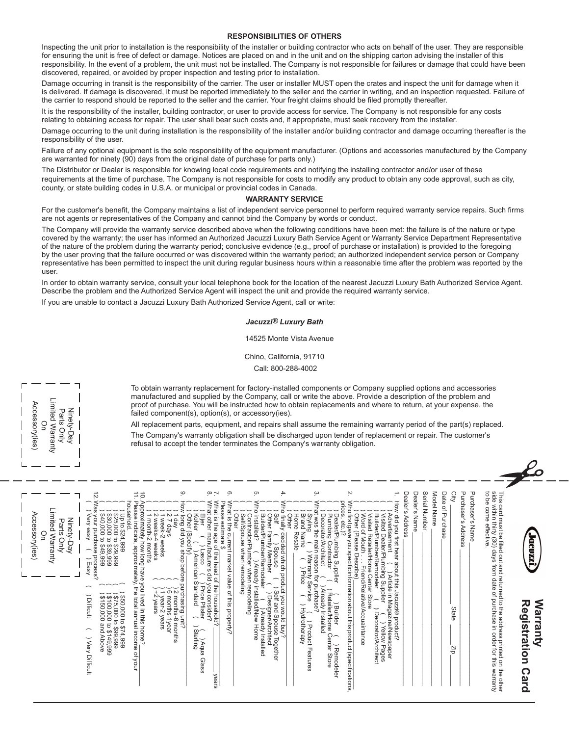## RESPONSIBILITIES OF OTHERS

Inspecting the unit prior to installation is the responsibility of the installer or building contractor who acts on behalf of the user. They are responsible for ensuring the unit is free of defect or damage. Notices are placed on and in the unit and on the shipping carton advising the installer of this responsibility. In the event of a problem, the unit must not be installed. The Company is not responsible for failures or damage that could have been discovered, repaired, or avoided by proper inspection and testing prior to installation.

Damage occurring in transit is the responsibility of the carrier. The user or installer MUST open the crates and inspect the unit for damage when it is delivered. If damage is discovered, it must be reported immediately to the seller and the carrier in writing, and an inspection requested. Failure of the carrier to respond should be reported to the seller and the carrier. Your freight claims should be filed promptly thereafter.

It is the responsibility of the installer, building contractor, or user to provide access for service. The Company is not responsible for any costs relating to obtaining access for repair. The user shall bear such costs and, if appropriate, must seek recovery from the installer.

Damage occurring to the unit during installation is the responsibility of the installer and/or building contractor and damage occurring thereafter is the responsibility of the user.

Failure of any optional equipment is the sole responsibility of the equipment manufacturer. (Options and accessories manufactured by the Company are warranted for ninety (90) days from the original date of purchase for parts only.)

The Distributor or Dealer is responsible for knowing local code requirements and notifying the installing contractor and/or user of these requirements at the time of purchase. The Company is not responsible for costs to modify any product to obtain any code approval, such as city, county, or state building codes in U.S.A. or municipal or provincial codes in Canada.

## WARRANTY SERVICE

For the customer's benefit, the Company maintains a list of independent service personnel to perform required warranty service repairs. Such firms are not agents or representatives of the Company and cannot bind the Company by words or conduct.

The Company will provide the warranty service described above when the following conditions have been met: the failure is of the nature or type covered by the warranty; the user has informed an Authorized Jacuzzi Luxury Bath Service Agent or Warranty Service Department Representative of the nature of the problem during the warranty period; conclusive evidence (e.g., proof of purchase or installation) is provided to the foregoing by the user proving that the failure occurred or was discovered within the warranty period; an authorized independent service person or Company representative has been permitted to inspect the unit during regular business hours within a reasonable time after the problem was reported by the user.

In order to obtain warranty service, consult your local telephone book for the location of the nearest Jacuzzi Luxury Bath Authorized Service Agent. Describe the problem and the Authorized Service Agent will inspect the unit and provide the required warranty service.

If you are unable to contact a Jacuzzi Luxury Bath Authorized Service Agent, call or write:

***Jacuzzi® Luxury Bath***

14525 Monte Vista Avenue

Chino, California, 91710

Call: 800-288-4002

**Ninety-Day Parts Only Limited Warranty On Accessory(ies)**

To obtain warranty replacement for factory-installed components or Company supplied options and accessories manufactured and supplied by the Company, call or write the above. Provide a description of the problem and proof of purchase. You will be instructed how to obtain replacements and where to return, at your expense, the failed component(s), option(s), or accessory(ies).

All replacement parts, equipment, and repairs shall assume the remaining warranty period of the part(s) replaced.

The Company's warranty obligation shall be discharged upon tender of replacement or repair. The customer's refusal to accept the tender terminates the Company's warranty obligation.

---

**Ninety-Day Parts Only Limited Warranty On Accessory(ies)**

## Warranty Registration Card

Jacuzzi

This card must be filled out and returned to the address printed on the other side within thirty (30) days from date of purchase in order for this warranty to be come effective.

Purchaser's Name ______________________
Purchaser's Address ______________________
City ______________ State ______ Zip ______
Date of Purchase ______________________
Model Name ______________________
Serial Number ______________________
Dealer's Name ______________________
Dealer's Address ______________________

1. How did you first hear about this Jacuzzi® product?
   ( ) Advertisement ( ) Article in Magazine/Newspaper
   ( ) Visited Dealer/Plumbing Supplier ( ) Yellow Pages
   ( ) Builder/Plumber/Remodeler ( ) Decorator/Architect
   ( ) Visited Retailer/Home Center Store
   ( ) Word of Mouth . . . Friend/Relative/Acquaintance
   ( ) Other (Please Describe) ______________________
2. Who first gave you specific information about this product (specifications, prices, etc.)?
   ( ) Dealer/Plumbing Supplier ( ) Builder ( ) Remodeler
   ( ) Plumbing Contractor ( ) Retailer/Home Center Store
   ( ) Decorator/Architect ( ) Already Installed
3. What was the main reason for purchase?
   ( ) Styling ( ) Warranty Service ( ) Product Features
   ( ) Brand Name ( ) Price ( ) Hydrotherapy
   ( ) Home Resale
   ( ) Other ______________________
4. Who finally decided which product you would buy?
   ( ) Self ( ) Spouse ( ) Self and Spouse Together
   ( ) Other Family Member ( ) Designer/Architect
   ( ) Builder/Plumber/Remodeler ( ) Already Installed
5. Who installed? ( ) Already installed/New Home
   ( ) Contractor/Plumber when remodeling
   ( ) Self/Spouse when remodeling
   ( ) Other
6. What is the current market value of this property?
   Please estimate $ ______________________
7. What is the age of the head of the household? __________ years
8. What other manufacturers did you consider?
   ( ) Eljer ( ) Lasco ( ) Price Pfister ( ) Aqua Glass
   ( ) Kohler ( ) American Standard ( ) Sterling
   ( ) Other (Specify) ______________________
9. How long did you shop before purchasing unit?
   ( ) 1 day ( ) 2 months-6 months
   ( ) 2-7 days ( ) 6 months-1year
   ( ) 1 week-2 weeks ( ) 1 year-2 years
   ( ) 2 weeks-4 weeks ( ) +2 years
   ( ) 1 month-2 months
10. Approximately how long have you lived in this home? __________
11. Please indicate, approximately, the total annual income of your household.
    ( ) Up to $24,999 ( ) $50,000 to $74,999
    ( ) $25,000 to $29,999 ( ) $75,000 to $99,999
    ( ) $30,000 to $39,999 ( ) $100,000 to $149,999
    ( ) $40,000 to $49,999 ( ) $150,000 and Above
12. Was your purchase process?
    ( ) Very easy ( ) Easy ( ) Difficult ( ) Very Difficult